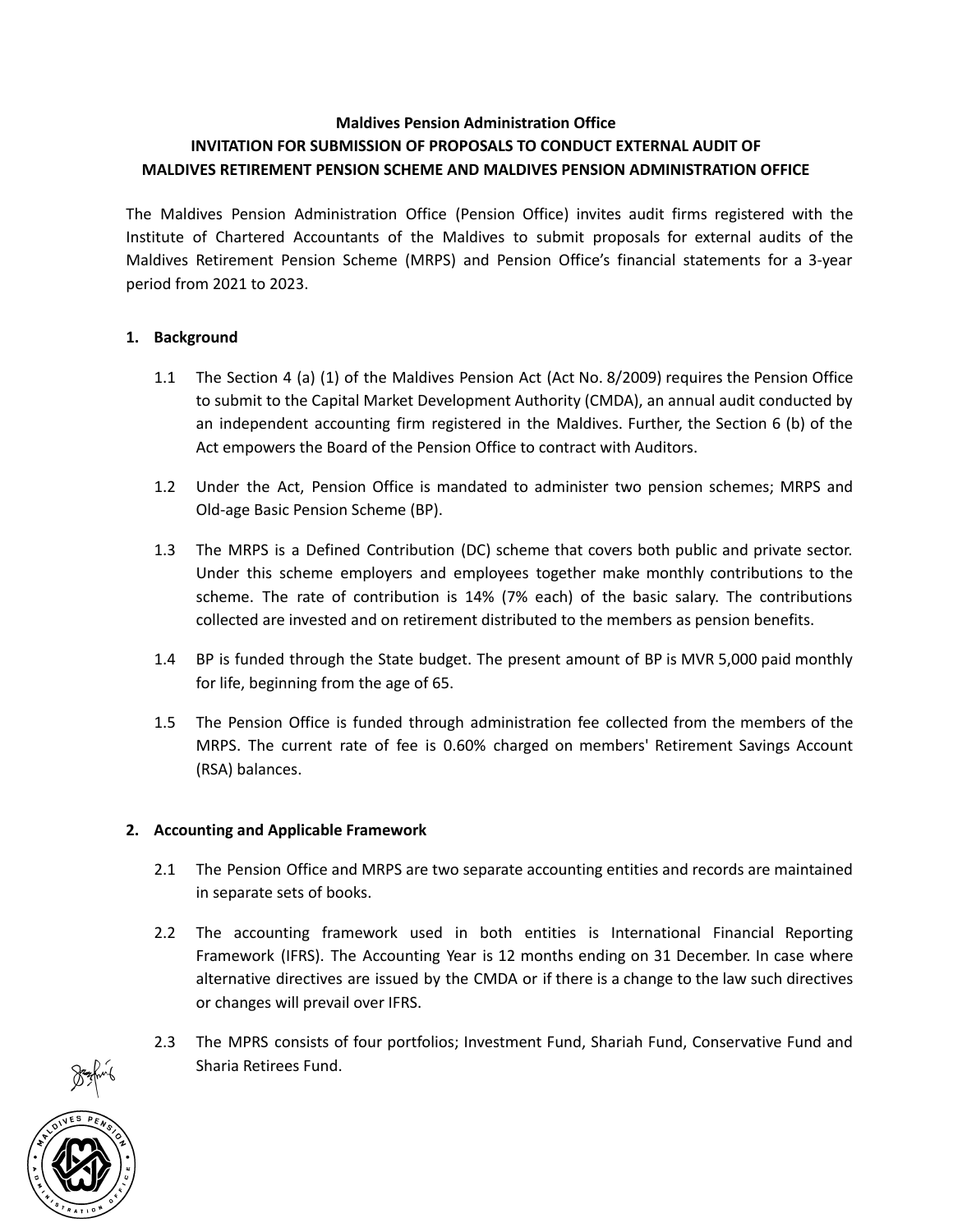**Maldives Pension Administration Office**

**INVITATION FOR SUBMISSION OF PROPOSALS TO CONDUCT EXTERNAL AUDIT OF MALDIVES RETIREMENT PENSION SCHEME AND MALDIVES PENSION ADMINISTRATION OFFICE**

The Maldives Pension Administration Office (Pension Office) invites audit firms registered with the Institute of Chartered Accountants of the Maldives to submit proposals for external audits of the Maldives Retirement Pension Scheme (MRPS) and Pension Office's financial statements for a 3-year period from 2021 to 2023.

## 1. Background

1.1 The Section 4 (a) (1) of the Maldives Pension Act (Act No. 8/2009) requires the Pension Office to submit to the Capital Market Development Authority (CMDA), an annual audit conducted by an independent accounting firm registered in the Maldives. Further, the Section 6 (b) of the Act empowers the Board of the Pension Office to contract with Auditors.

1.2 Under the Act, Pension Office is mandated to administer two pension schemes; MRPS and Old-age Basic Pension Scheme (BP).

1.3 The MRPS is a Defined Contribution (DC) scheme that covers both public and private sector. Under this scheme employers and employees together make monthly contributions to the scheme. The rate of contribution is 14% (7% each) of the basic salary. The contributions collected are invested and on retirement distributed to the members as pension benefits.

1.4 BP is funded through the State budget. The present amount of BP is MVR 5,000 paid monthly for life, beginning from the age of 65.

1.5 The Pension Office is funded through administration fee collected from the members of the MRPS. The current rate of fee is 0.60% charged on members' Retirement Savings Account (RSA) balances.

## 2. Accounting and Applicable Framework

2.1 The Pension Office and MRPS are two separate accounting entities and records are maintained in separate sets of books.

2.2 The accounting framework used in both entities is International Financial Reporting Framework (IFRS). The Accounting Year is 12 months ending on 31 December. In case where alternative directives are issued by the CMDA or if there is a change to the law such directives or changes will prevail over IFRS.

2.3 The MPRS consists of four portfolios; Investment Fund, Shariah Fund, Conservative Fund and Sharia Retirees Fund.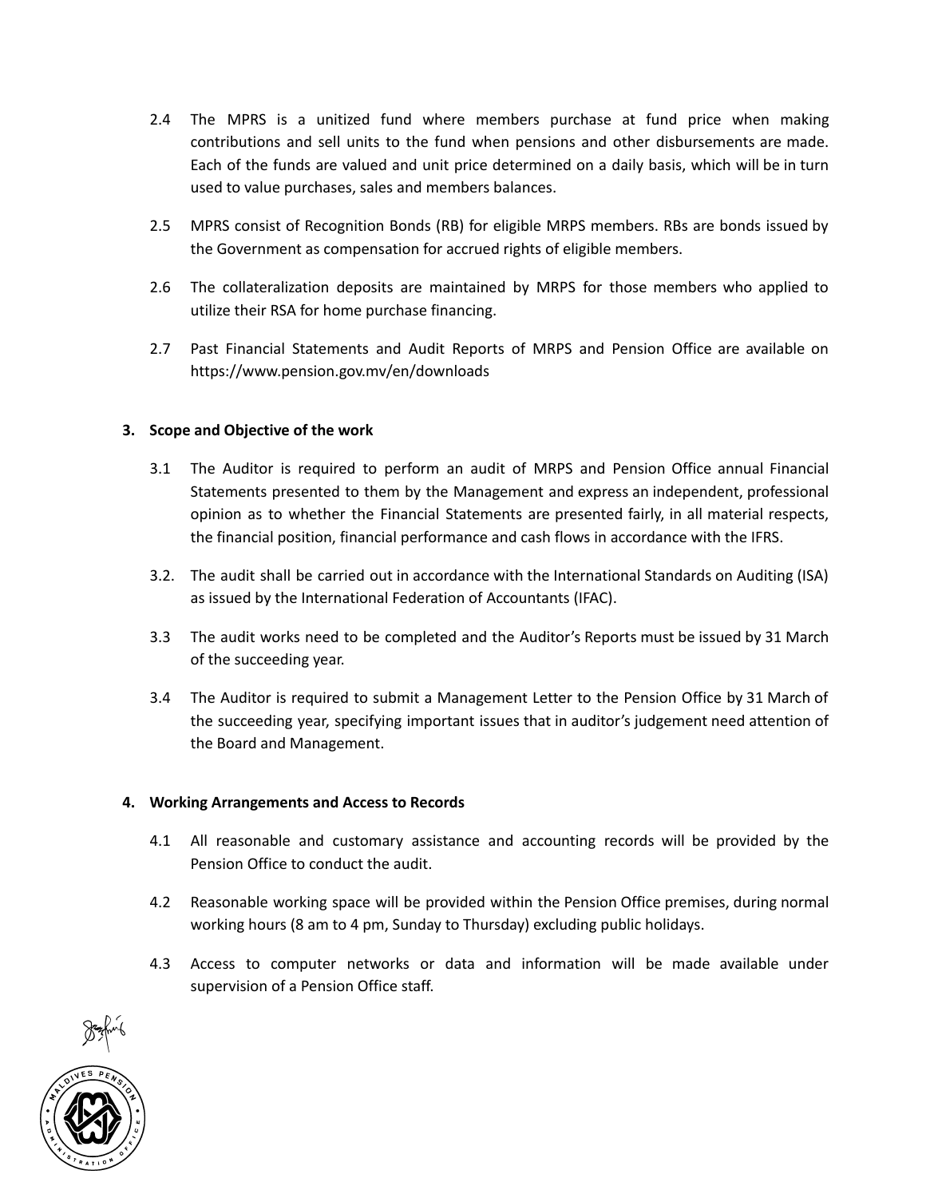2.4 The MPRS is a unitized fund where members purchase at fund price when making contributions and sell units to the fund when pensions and other disbursements are made. Each of the funds are valued and unit price determined on a daily basis, which will be in turn used to value purchases, sales and members balances.

2.5 MPRS consist of Recognition Bonds (RB) for eligible MRPS members. RBs are bonds issued by the Government as compensation for accrued rights of eligible members.

2.6 The collateralization deposits are maintained by MRPS for those members who applied to utilize their RSA for home purchase financing.

2.7 Past Financial Statements and Audit Reports of MRPS and Pension Office are available on https://www.pension.gov.mv/en/downloads

## 3. Scope and Objective of the work

3.1 The Auditor is required to perform an audit of MRPS and Pension Office annual Financial Statements presented to them by the Management and express an independent, professional opinion as to whether the Financial Statements are presented fairly, in all material respects, the financial position, financial performance and cash flows in accordance with the IFRS.

3.2. The audit shall be carried out in accordance with the International Standards on Auditing (ISA) as issued by the International Federation of Accountants (IFAC).

3.3 The audit works need to be completed and the Auditor's Reports must be issued by 31 March of the succeeding year.

3.4 The Auditor is required to submit a Management Letter to the Pension Office by 31 March of the succeeding year, specifying important issues that in auditor's judgement need attention of the Board and Management.

## 4. Working Arrangements and Access to Records

4.1 All reasonable and customary assistance and accounting records will be provided by the Pension Office to conduct the audit.

4.2 Reasonable working space will be provided within the Pension Office premises, during normal working hours (8 am to 4 pm, Sunday to Thursday) excluding public holidays.

4.3 Access to computer networks or data and information will be made available under supervision of a Pension Office staff.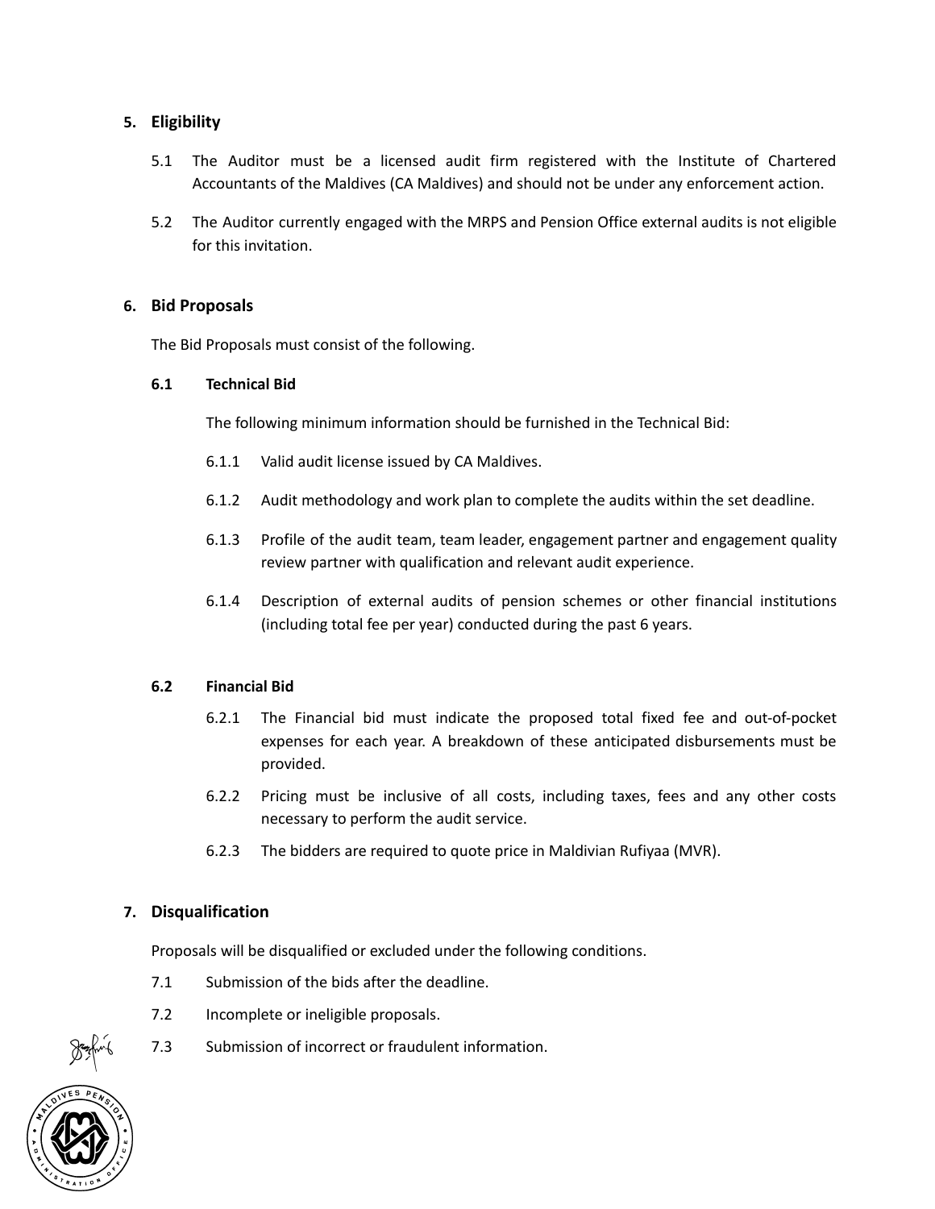## 5. Eligibility

5.1 The Auditor must be a licensed audit firm registered with the Institute of Chartered Accountants of the Maldives (CA Maldives) and should not be under any enforcement action.

5.2 The Auditor currently engaged with the MRPS and Pension Office external audits is not eligible for this invitation.

## 6. Bid Proposals

The Bid Proposals must consist of the following.

### 6.1 Technical Bid

The following minimum information should be furnished in the Technical Bid:

6.1.1 Valid audit license issued by CA Maldives.

6.1.2 Audit methodology and work plan to complete the audits within the set deadline.

6.1.3 Profile of the audit team, team leader, engagement partner and engagement quality review partner with qualification and relevant audit experience.

6.1.4 Description of external audits of pension schemes or other financial institutions (including total fee per year) conducted during the past 6 years.

### 6.2 Financial Bid

6.2.1 The Financial bid must indicate the proposed total fixed fee and out-of-pocket expenses for each year. A breakdown of these anticipated disbursements must be provided.

6.2.2 Pricing must be inclusive of all costs, including taxes, fees and any other costs necessary to perform the audit service.

6.2.3 The bidders are required to quote price in Maldivian Rufiyaa (MVR).

## 7. Disqualification

Proposals will be disqualified or excluded under the following conditions.

7.1 Submission of the bids after the deadline.

7.2 Incomplete or ineligible proposals.

7.3 Submission of incorrect or fraudulent information.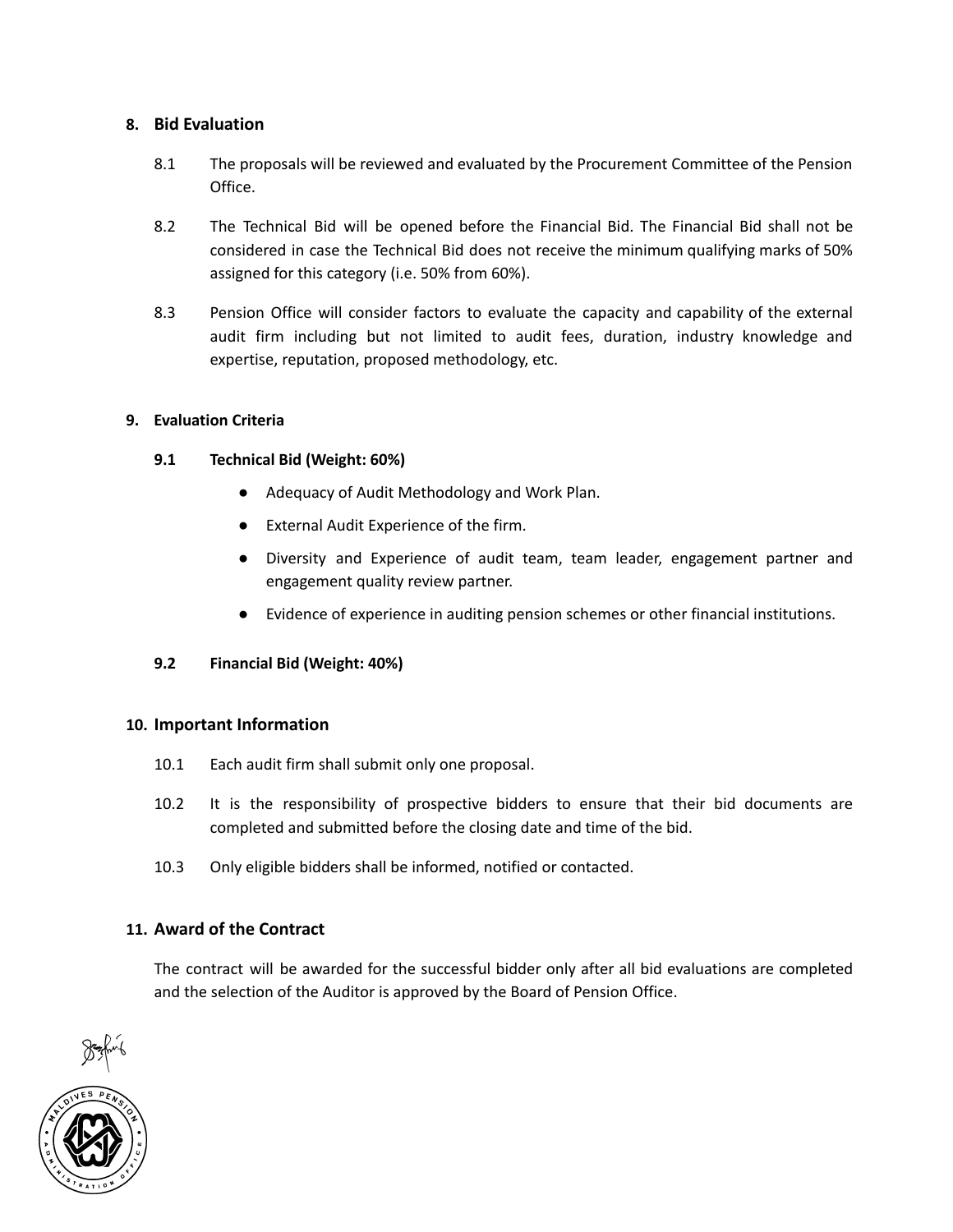## 8. Bid Evaluation

8.1 The proposals will be reviewed and evaluated by the Procurement Committee of the Pension Office.

8.2 The Technical Bid will be opened before the Financial Bid. The Financial Bid shall not be considered in case the Technical Bid does not receive the minimum qualifying marks of 50% assigned for this category (i.e. 50% from 60%).

8.3 Pension Office will consider factors to evaluate the capacity and capability of the external audit firm including but not limited to audit fees, duration, industry knowledge and expertise, reputation, proposed methodology, etc.

## 9. Evaluation Criteria

### 9.1 Technical Bid (Weight: 60%)

- Adequacy of Audit Methodology and Work Plan.
- External Audit Experience of the firm.
- Diversity and Experience of audit team, team leader, engagement partner and engagement quality review partner.
- Evidence of experience in auditing pension schemes or other financial institutions.

### 9.2 Financial Bid (Weight: 40%)

## 10. Important Information

10.1 Each audit firm shall submit only one proposal.

10.2 It is the responsibility of prospective bidders to ensure that their bid documents are completed and submitted before the closing date and time of the bid.

10.3 Only eligible bidders shall be informed, notified or contacted.

## 11. Award of the Contract

The contract will be awarded for the successful bidder only after all bid evaluations are completed and the selection of the Auditor is approved by the Board of Pension Office.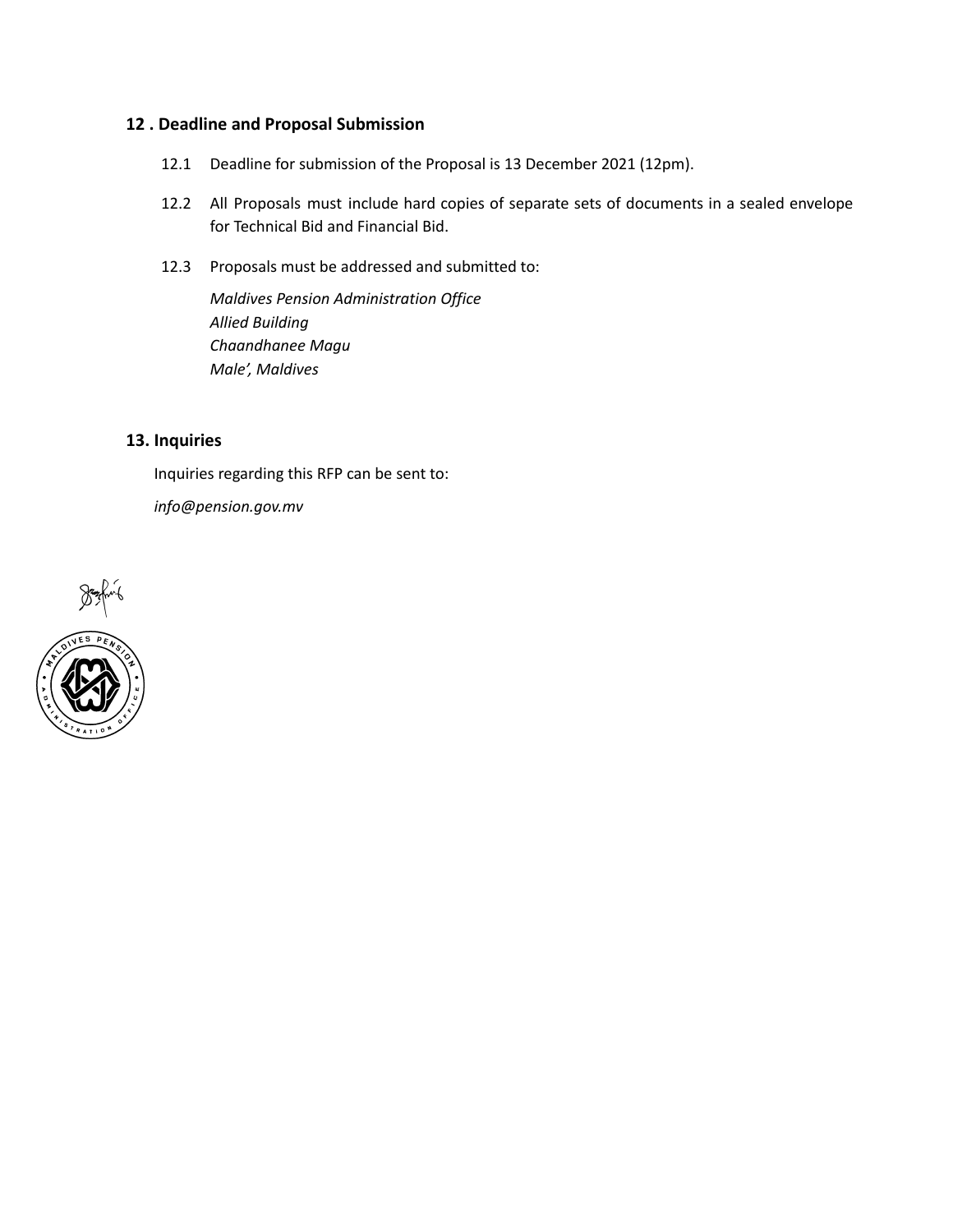## 12 . Deadline and Proposal Submission

12.1 Deadline for submission of the Proposal is 13 December 2021 (12pm).

12.2 All Proposals must include hard copies of separate sets of documents in a sealed envelope for Technical Bid and Financial Bid.

12.3 Proposals must be addressed and submitted to:

*Maldives Pension Administration Office*
*Allied Building*
*Chaandhanee Magu*
*Male', Maldives*

## 13. Inquiries

Inquiries regarding this RFP can be sent to:

*info@pension.gov.mv*